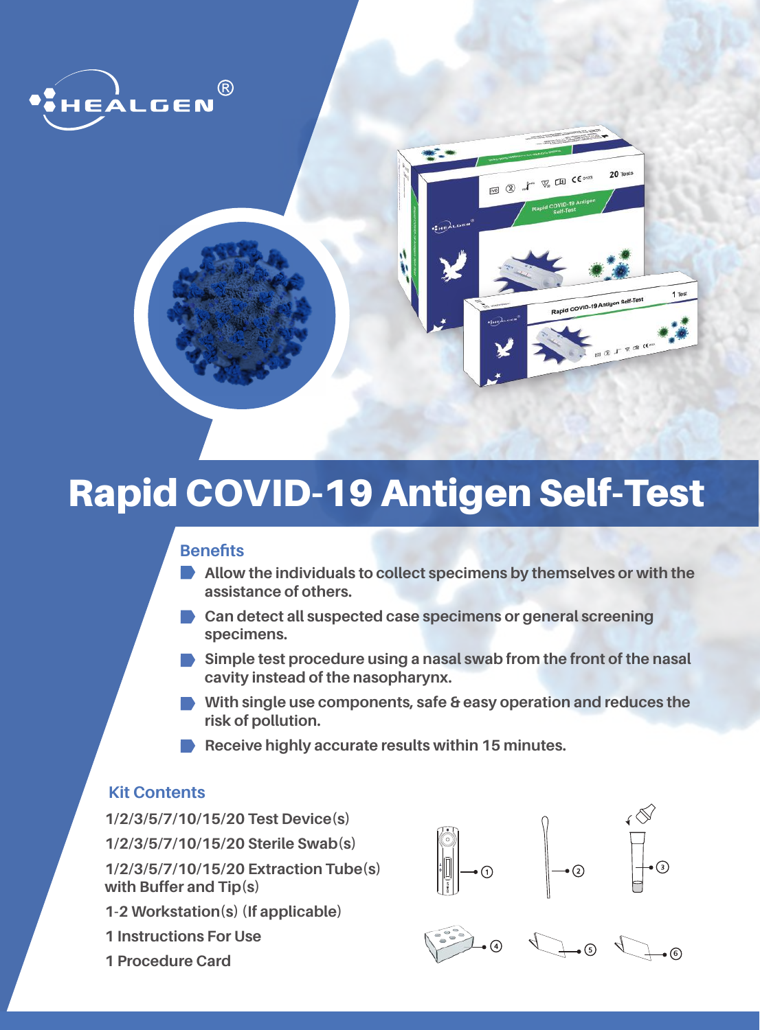HEALGEN®

# Rapid COVID-19 Antigen Self-Test

## Benefits

- Allow the individuals to collect specimens by themselves or with the assistance of others.
- Can detect all suspected case specimens or general screening specimens.
- Simple test procedure using a nasal swab from the front of the nasal cavity instead of the nasopharynx.
- With single use components, safe & easy operation and reduces the risk of pollution.
- Receive highly accurate results within 15 minutes.

## Kit Contents

1/2/3/5/7/10/15/20 Test Device(s)

1/2/3/5/7/10/15/20 Sterile Swab(s)

1/2/3/5/7/10/15/20 Extraction Tube(s) with Buffer and Tip(s)

1-2 Workstation(s) (If applicable)

1 Instructions For Use

1 Procedure Card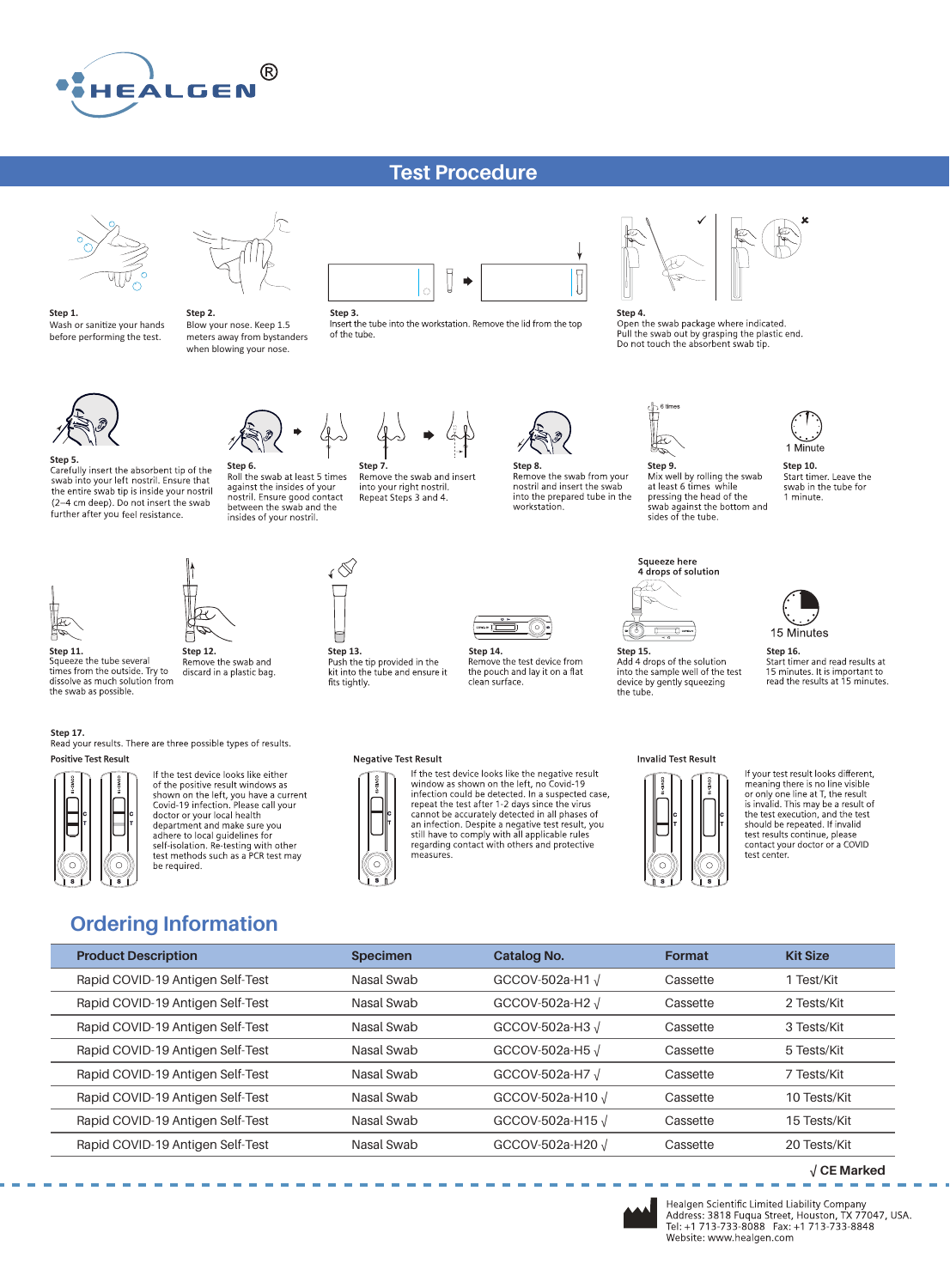HEALGEN®

## Test Procedure

**Step 1.**
Wash or sanitize your hands before performing the test.

**Step 2.**
Blow your nose. Keep 1.5 meters away from bystanders when blowing your nose.

**Step 3.**
Insert the tube into the workstation. Remove the lid from the top of the tube.

**Step 4.**
Open the swab package where indicated. Pull the swab out by grasping the plastic end. Do not touch the absorbent swab tip.

**Step 5.**
Carefully insert the absorbent tip of the swab into your left nostril. Ensure that the entire swab tip is inside your nostril (2–4 cm deep). Do not insert the swab further after you feel resistance.

**Step 6.**
Roll the swab at least 5 times against the insides of your nostril. Ensure good contact between the swab and the insides of your nostril.

**Step 7.**
Remove the swab and insert into your right nostril. Repeat Steps 3 and 4.

**Step 8.**
Remove the swab from your nostril and insert the swab into the prepared tube in the workstation.

6 times

**Step 9.**
Mix well by rolling the swab at least 6 times while pressing the head of the swab against the bottom and sides of the tube.

1 Minute

**Step 10.**
Start timer. Leave the swab in the tube for 1 minute.

**Step 11.**
Squeeze the tube several times from the outside. Try to dissolve as much solution from the swab as possible.

**Step 12.**
Remove the swab and discard in a plastic bag.

**Step 13.**
Push the tip provided in the kit into the tube and ensure it fits tightly.

**Step 14.**
Remove the test device from the pouch and lay it on a flat clean surface.

Squeeze here
4 drops of solution

**Step 15.**
Add 4 drops of the solution into the sample well of the test device by gently squeezing the tube.

15 Minutes

**Step 16.**
Start timer and read results at 15 minutes. It is important to read the results at 15 minutes.

**Step 17.**
Read your results. There are three possible types of results.

**Positive Test Result**

If the test device looks like either of the positive result windows as shown on the left, you have a current Covid-19 infection. Please call your doctor or your local health department and make sure you adhere to local guidelines for self-isolation. Re-testing with other test methods such as a PCR test may be required.

**Negative Test Result**

If the test device looks like the negative result window as shown on the left, no Covid-19 infection could be detected. In a suspected case, repeat the test after 1-2 days since the virus cannot be accurately detected in all phases of an infection. Despite a negative test result, you still have to comply with all applicable rules regarding contact with others and protective measures.

**Invalid Test Result**

If your test result looks different, meaning there is no line visible or only one line at T, the result is invalid. This may be a result of the test execution, and the test should be repeated. If invalid test results continue, please contact your doctor or a COVID test center.

## Ordering Information

| Product Description | Specimen | Catalog No. | Format | Kit Size |
|---|---|---|---|---|
| Rapid COVID-19 Antigen Self-Test | Nasal Swab | GCCOV-502a-H1 √ | Cassette | 1 Test/Kit |
| Rapid COVID-19 Antigen Self-Test | Nasal Swab | GCCOV-502a-H2 √ | Cassette | 2 Tests/Kit |
| Rapid COVID-19 Antigen Self-Test | Nasal Swab | GCCOV-502a-H3 √ | Cassette | 3 Tests/Kit |
| Rapid COVID-19 Antigen Self-Test | Nasal Swab | GCCOV-502a-H5 √ | Cassette | 5 Tests/Kit |
| Rapid COVID-19 Antigen Self-Test | Nasal Swab | GCCOV-502a-H7 √ | Cassette | 7 Tests/Kit |
| Rapid COVID-19 Antigen Self-Test | Nasal Swab | GCCOV-502a-H10 √ | Cassette | 10 Tests/Kit |
| Rapid COVID-19 Antigen Self-Test | Nasal Swab | GCCOV-502a-H15 √ | Cassette | 15 Tests/Kit |
| Rapid COVID-19 Antigen Self-Test | Nasal Swab | GCCOV-502a-H20 √ | Cassette | 20 Tests/Kit |

√ CE Marked

Healgen Scientific Limited Liability Company
Address: 3818 Fuqua Street, Houston, TX 77047, USA.
Tel: +1 713-733-8088 Fax: +1 713-733-8848
Website: www.healgen.com